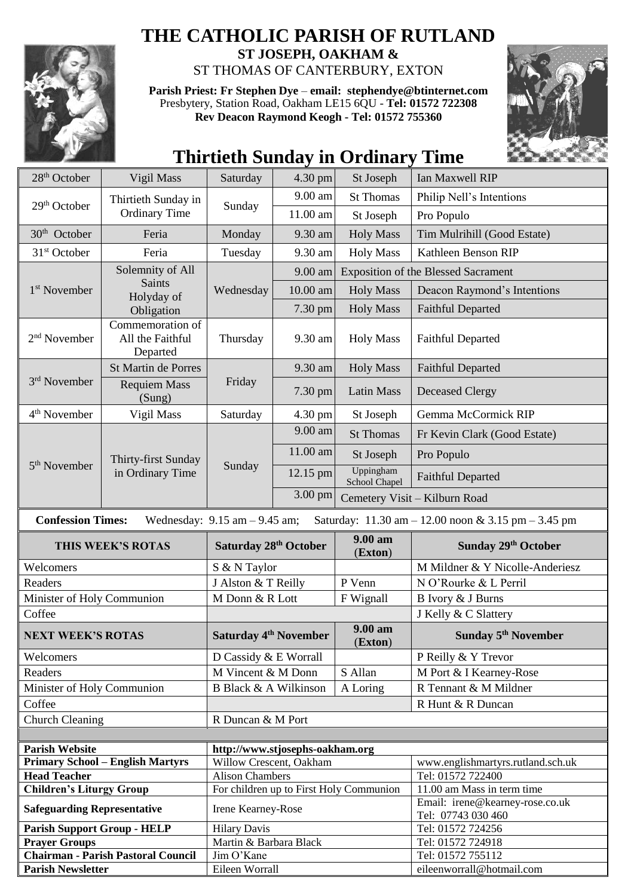# THE CATHOLIC PARISH OF RUTLAND

**ST JOSEPH, OAKHAM &**
ST THOMAS OF CANTERBURY, EXTON

**Parish Priest: Fr Stephen Dye** – **email: stephendye@btinternet.com**
Presbytery, Station Road, Oakham LE15 6QU - **Tel: 01572 722308**
**Rev Deacon Raymond Keogh - Tel: 01572 755360**

## Thirtieth Sunday in Ordinary Time

| | | | | | |
|---|---|---|---|---|---|
| 28th October | Vigil Mass | Saturday | 4.30 pm | St Joseph | Ian Maxwell RIP |
| 29th October | Thirtieth Sunday in Ordinary Time | Sunday | 9.00 am | St Thomas | Philip Nell's Intentions |
| | | | 11.00 am | St Joseph | Pro Populo |
| 30th October | Feria | Monday | 9.30 am | Holy Mass | Tim Mulrihill (Good Estate) |
| 31st October | Feria | Tuesday | 9.30 am | Holy Mass | Kathleen Benson RIP |
| 1st November | Solemnity of All Saints Holyday of Obligation | Wednesday | 9.00 am | Exposition of the Blessed Sacrament | |
| | | | 10.00 am | Holy Mass | Deacon Raymond's Intentions |
| | | | 7.30 pm | Holy Mass | Faithful Departed |
| 2nd November | Commemoration of All the Faithful Departed | Thursday | 9.30 am | Holy Mass | Faithful Departed |
| 3rd November | St Martin de Porres | Friday | 9.30 am | Holy Mass | Faithful Departed |
| | Requiem Mass (Sung) | | 7.30 pm | Latin Mass | Deceased Clergy |
| 4th November | Vigil Mass | Saturday | 4.30 pm | St Joseph | Gemma McCormick RIP |
| 5th November | Thirty-first Sunday in Ordinary Time | Sunday | 9.00 am | St Thomas | Fr Kevin Clark (Good Estate) |
| | | | 11.00 am | St Joseph | Pro Populo |
| | | | 12.15 pm | Uppingham School Chapel | Faithful Departed |
| | | | 3.00 pm | Cemetery Visit – Kilburn Road | |

**Confession Times:** Wednesday: 9.15 am – 9.45 am; Saturday: 11.30 am – 12.00 noon & 3.15 pm – 3.45 pm

| THIS WEEK'S ROTAS | Saturday 28th October | 9.00 am (Exton) | Sunday 29th October |
|---|---|---|---|
| Welcomers | S & N Taylor | | M Mildner & Y Nicolle-Anderiesz |
| Readers | J Alston & T Reilly | P Venn | N O'Rourke & L Perril |
| Minister of Holy Communion | M Donn & R Lott | F Wignall | B Ivory & J Burns |
| Coffee | | | J Kelly & C Slattery |
| **NEXT WEEK'S ROTAS** | **Saturday 4th November** | **9.00 am (Exton)** | **Sunday 5th November** |
| Welcomers | D Cassidy & E Worrall | | P Reilly & Y Trevor |
| Readers | M Vincent & M Donn | S Allan | M Port & I Kearney-Rose |
| Minister of Holy Communion | B Black & A Wilkinson | A Loring | R Tennant & M Mildner |
| Coffee | | | R Hunt & R Duncan |
| Church Cleaning | R Duncan & M Port | | |

| | | |
|---|---|---|
| **Parish Website** | http://www.stjosephs-oakham.org | |
| **Primary School – English Martyrs** | Willow Crescent, Oakham | www.englishmartyrs.rutland.sch.uk |
| **Head Teacher** | Alison Chambers | Tel: 01572 722400 |
| **Children's Liturgy Group** | For children up to First Holy Communion | 11.00 am Mass in term time |
| **Safeguarding Representative** | Irene Kearney-Rose | Email: irene@kearney-rose.co.uk Tel: 07743 030 460 |
| **Parish Support Group - HELP** | Hilary Davis | Tel: 01572 724256 |
| **Prayer Groups** | Martin & Barbara Black | Tel: 01572 724918 |
| **Chairman - Parish Pastoral Council** | Jim O'Kane | Tel: 01572 755112 |
| **Parish Newsletter** | Eileen Worrall | eileenworrall@hotmail.com |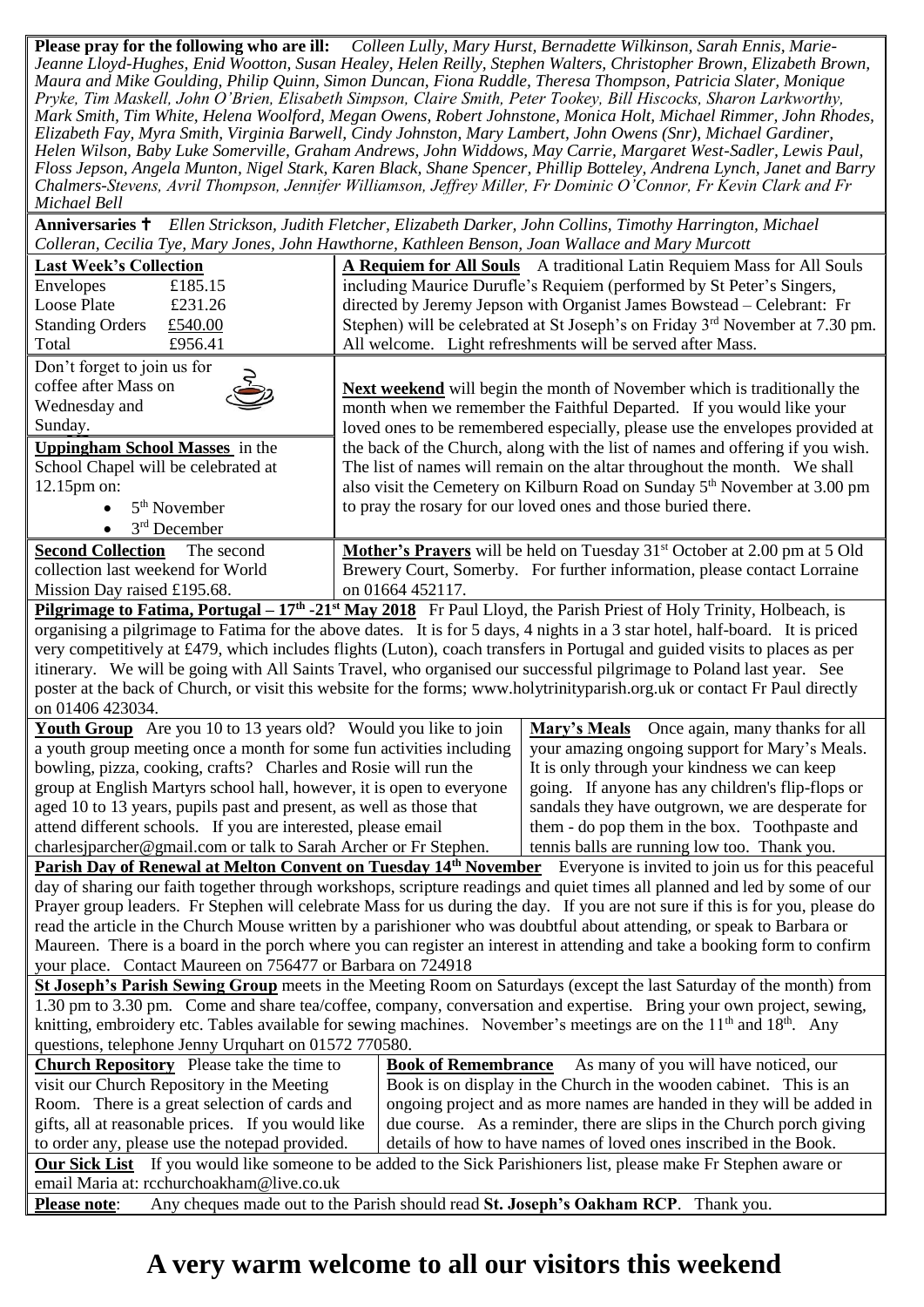**Please pray for the following who are ill:** *Colleen Lully, Mary Hurst, Bernadette Wilkinson, Sarah Ennis, Marie-Jeanne Lloyd-Hughes, Enid Wootton, Susan Healey, Helen Reilly, Stephen Walters, Christopher Brown, Elizabeth Brown, Maura and Mike Goulding, Philip Quinn, Simon Duncan, Fiona Ruddle, Theresa Thompson, Patricia Slater, Monique Pryke, Tim Maskell, John O'Brien, Elisabeth Simpson, Claire Smith, Peter Tookey, Bill Hiscocks, Sharon Larkworthy, Mark Smith, Tim White, Helena Woolford, Megan Owens, Robert Johnstone, Monica Holt, Michael Rimmer, John Rhodes, Elizabeth Fay, Myra Smith, Virginia Barwell, Cindy Johnston, Mary Lambert, John Owens (Snr), Michael Gardiner, Helen Wilson, Baby Luke Somerville, Graham Andrews, John Widdows, May Carrie, Margaret West-Sadler, Lewis Paul, Floss Jepson, Angela Munton, Nigel Stark, Karen Black, Shane Spencer, Phillip Botteley, Andrena Lynch, Janet and Barry Chalmers-Stevens, Avril Thompson, Jennifer Williamson, Jeffrey Miller, Fr Dominic O'Connor, Fr Kevin Clark and Fr Michael Bell*

**Anniversaries ✝** *Ellen Strickson, Judith Fletcher, Elizabeth Darker, John Collins, Timothy Harrington, Michael Colleran, Cecilia Tye, Mary Jones, John Hawthorne, Kathleen Benson, Joan Wallace and Mary Murcott*

**Last Week's Collection**

| | |
|---|---|
| Envelopes | £185.15 |
| Loose Plate | £231.26 |
| Standing Orders | £540.00 |
| Total | £956.41 |

**A Requiem for All Souls** A traditional Latin Requiem Mass for All Souls including Maurice Durufle's Requiem (performed by St Peter's Singers, directed by Jeremy Jepson with Organist James Bowstead – Celebrant: Fr Stephen) will be celebrated at St Joseph's on Friday 3rd November at 7.30 pm. All welcome. Light refreshments will be served after Mass.

Don't forget to join us for coffee after Mass on Wednesday and Sunday.

**Uppingham School Masses** in the School Chapel will be celebrated at 12.15pm on:

- 5th November
- 3rd December

**Next weekend** will begin the month of November which is traditionally the month when we remember the Faithful Departed. If you would like your loved ones to be remembered especially, please use the envelopes provided at the back of the Church, along with the list of names and offering if you wish. The list of names will remain on the altar throughout the month. We shall also visit the Cemetery on Kilburn Road on Sunday 5th November at 3.00 pm to pray the rosary for our loved ones and those buried there.

**Second Collection** The second collection last weekend for World Mission Day raised £195.68.

**Mother's Prayers** will be held on Tuesday 31st October at 2.00 pm at 5 Old Brewery Court, Somerby. For further information, please contact Lorraine on 01664 452117.

**Pilgrimage to Fatima, Portugal – 17th -21st May 2018** Fr Paul Lloyd, the Parish Priest of Holy Trinity, Holbeach, is organising a pilgrimage to Fatima for the above dates. It is for 5 days, 4 nights in a 3 star hotel, half-board. It is priced very competitively at £479, which includes flights (Luton), coach transfers in Portugal and guided visits to places as per itinerary. We will be going with All Saints Travel, who organised our successful pilgrimage to Poland last year. See poster at the back of Church, or visit this website for the forms; www.holytrinityparish.org.uk or contact Fr Paul directly on 01406 423034.

**Youth Group** Are you 10 to 13 years old? Would you like to join a youth group meeting once a month for some fun activities including bowling, pizza, cooking, crafts? Charles and Rosie will run the group at English Martyrs school hall, however, it is open to everyone aged 10 to 13 years, pupils past and present, as well as those that attend different schools. If you are interested, please email charlesjparcher@gmail.com or talk to Sarah Archer or Fr Stephen.

**Mary's Meals** Once again, many thanks for all your amazing ongoing support for Mary's Meals. It is only through your kindness we can keep going. If anyone has any children's flip-flops or sandals they have outgrown, we are desperate for them - do pop them in the box. Toothpaste and tennis balls are running low too. Thank you.

**Parish Day of Renewal at Melton Convent on Tuesday 14th November** Everyone is invited to join us for this peaceful day of sharing our faith together through workshops, scripture readings and quiet times all planned and led by some of our Prayer group leaders. Fr Stephen will celebrate Mass for us during the day. If you are not sure if this is for you, please do read the article in the Church Mouse written by a parishioner who was doubtful about attending, or speak to Barbara or Maureen. There is a board in the porch where you can register an interest in attending and take a booking form to confirm your place. Contact Maureen on 756477 or Barbara on 724918

**St Joseph's Parish Sewing Group** meets in the Meeting Room on Saturdays (except the last Saturday of the month) from 1.30 pm to 3.30 pm. Come and share tea/coffee, company, conversation and expertise. Bring your own project, sewing, knitting, embroidery etc. Tables available for sewing machines. November's meetings are on the 11th and 18th. Any questions, telephone Jenny Urquhart on 01572 770580.

**Church Repository** Please take the time to visit our Church Repository in the Meeting Room. There is a great selection of cards and gifts, all at reasonable prices. If you would like to order any, please use the notepad provided.

**Book of Remembrance** As many of you will have noticed, our Book is on display in the Church in the wooden cabinet. This is an ongoing project and as more names are handed in they will be added in due course. As a reminder, there are slips in the Church porch giving details of how to have names of loved ones inscribed in the Book.

**Our Sick List** If you would like someone to be added to the Sick Parishioners list, please make Fr Stephen aware or email Maria at: rcchurchoakham@live.co.uk

**Please note**: Any cheques made out to the Parish should read **St. Joseph's Oakham RCP**. Thank you.

# A very warm welcome to all our visitors this weekend